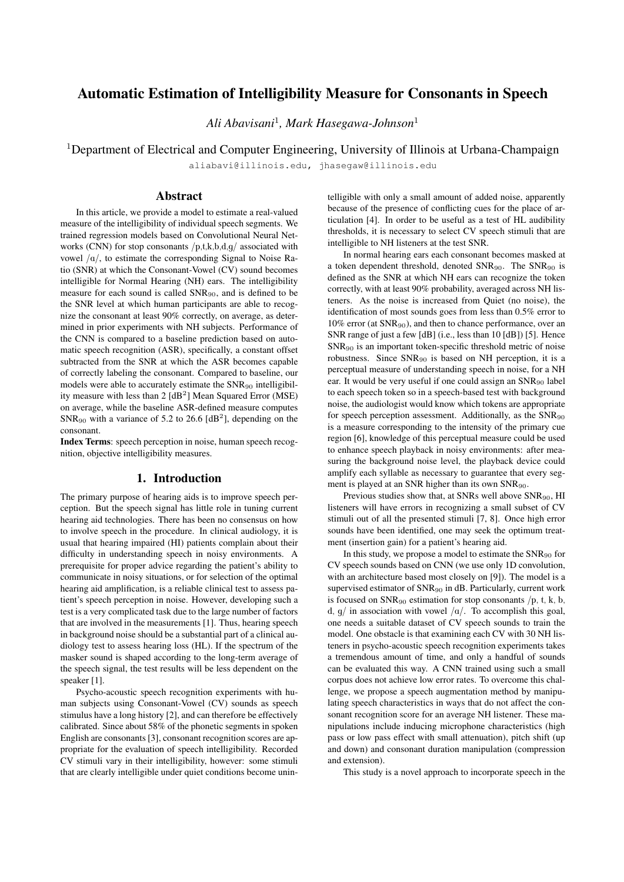# Automatic Estimation of Intelligibility Measure for Consonants in Speech

*Ali Abavisani*[1]*, Mark Hasegawa-Johnson*[1]

[1]Department of Electrical and Computer Engineering, University of Illinois at Urbana-Champaign

aliabavi@illinois.edu, jhasegaw@illinois.edu

## Abstract

In this article, we provide a model to estimate a real-valued measure of the intelligibility of individual speech segments. We trained regression models based on Convolutional Neural Networks (CNN) for stop consonants /p,t,k,b,d,g/ associated with vowel /ɑ/, to estimate the corresponding Signal to Noise Ratio (SNR) at which the Consonant-Vowel (CV) sound becomes intelligible for Normal Hearing (NH) ears. The intelligibility measure for each sound is called $SNR_{90}$, and is defined to be the SNR level at which human participants are able to recognize the consonant at least 90% correctly, on average, as determined in prior experiments with NH subjects. Performance of the CNN is compared to a baseline prediction based on automatic speech recognition (ASR), specifically, a constant offset subtracted from the SNR at which the ASR becomes capable of correctly labeling the consonant. Compared to baseline, our models were able to accurately estimate the $SNR_{90}$ intelligibility measure with less than 2 [$dB^2$] Mean Squared Error (MSE) on average, while the baseline ASR-defined measure computes $SNR_{90}$ with a variance of 5.2 to 26.6 [$dB^2$], depending on the consonant.

**Index Terms**: speech perception in noise, human speech recognition, objective intelligibility measures.

## 1. Introduction

The primary purpose of hearing aids is to improve speech perception. But the speech signal has little role in tuning current hearing aid technologies. There has been no consensus on how to involve speech in the procedure. In clinical audiology, it is usual that hearing impaired (HI) patients complain about their difficulty in understanding speech in noisy environments. A prerequisite for proper advice regarding the patient's ability to communicate in noisy situations, or for selection of the optimal hearing aid amplification, is a reliable clinical test to assess patient's speech perception in noise. However, developing such a test is a very complicated task due to the large number of factors that are involved in the measurements [1]. Thus, hearing speech in background noise should be a substantial part of a clinical audiology test to assess hearing loss (HL). If the spectrum of the masker sound is shaped according to the long-term average of the speech signal, the test results will be less dependent on the speaker [1].

Psycho-acoustic speech recognition experiments with human subjects using Consonant-Vowel (CV) sounds as speech stimulus have a long history [2], and can therefore be effectively calibrated. Since about 58% of the phonetic segments in spoken English are consonants [3], consonant recognition scores are appropriate for the evaluation of speech intelligibility. Recorded CV stimuli vary in their intelligibility, however: some stimuli that are clearly intelligible under quiet conditions become unintelligible with only a small amount of added noise, apparently because of the presence of conflicting cues for the place of articulation [4]. In order to be useful as a test of HL audibility thresholds, it is necessary to select CV speech stimuli that are intelligible to NH listeners at the test SNR.

In normal hearing ears each consonant becomes masked at a token dependent threshold, denoted $SNR_{90}$. The $SNR_{90}$ is defined as the SNR at which NH ears can recognize the token correctly, with at least 90% probability, averaged across NH listeners. As the noise is increased from Quiet (no noise), the identification of most sounds goes from less than 0.5% error to 10% error (at $SNR_{90}$), and then to chance performance, over an SNR range of just a few [dB] (i.e., less than 10 [dB]) [5]. Hence $SNR_{90}$ is an important token-specific threshold metric of noise robustness. Since $SNR_{90}$ is based on NH perception, it is a perceptual measure of understanding speech in noise, for a NH ear. It would be very useful if one could assign an $SNR_{90}$ label to each speech token so in a speech-based test with background noise, the audiologist would know which tokens are appropriate for speech perception assessment. Additionally, as the $SNR_{90}$ is a measure corresponding to the intensity of the primary cue region [6], knowledge of this perceptual measure could be used to enhance speech playback in noisy environments: after measuring the background noise level, the playback device could amplify each syllable as necessary to guarantee that every segment is played at an SNR higher than its own $SNR_{90}$.

Previous studies show that, at SNRs well above $SNR_{90}$, HI listeners will have errors in recognizing a small subset of CV stimuli out of all the presented stimuli [7, 8]. Once high error sounds have been identified, one may seek the optimum treatment (insertion gain) for a patient's hearing aid.

In this study, we propose a model to estimate the $SNR_{90}$ for CV speech sounds based on CNN (we use only 1D convolution, with an architecture based most closely on [9]). The model is a supervised estimator of $SNR_{90}$ in dB. Particularly, current work is focused on $SNR_{90}$ estimation for stop consonants /p, t, k, b, d, g/ in association with vowel /ɑ/. To accomplish this goal, one needs a suitable dataset of CV speech sounds to train the model. One obstacle is that examining each CV with 30 NH listeners in psycho-acoustic speech recognition experiments takes a tremendous amount of time, and only a handful of sounds can be evaluated this way. A CNN trained using such a small corpus does not achieve low error rates. To overcome this challenge, we propose a speech augmentation method by manipulating speech characteristics in ways that do not affect the consonant recognition score for an average NH listener. These manipulations include inducing microphone characteristics (high pass or low pass effect with small attenuation), pitch shift (up and down) and consonant duration manipulation (compression and extension).

This study is a novel approach to incorporate speech in the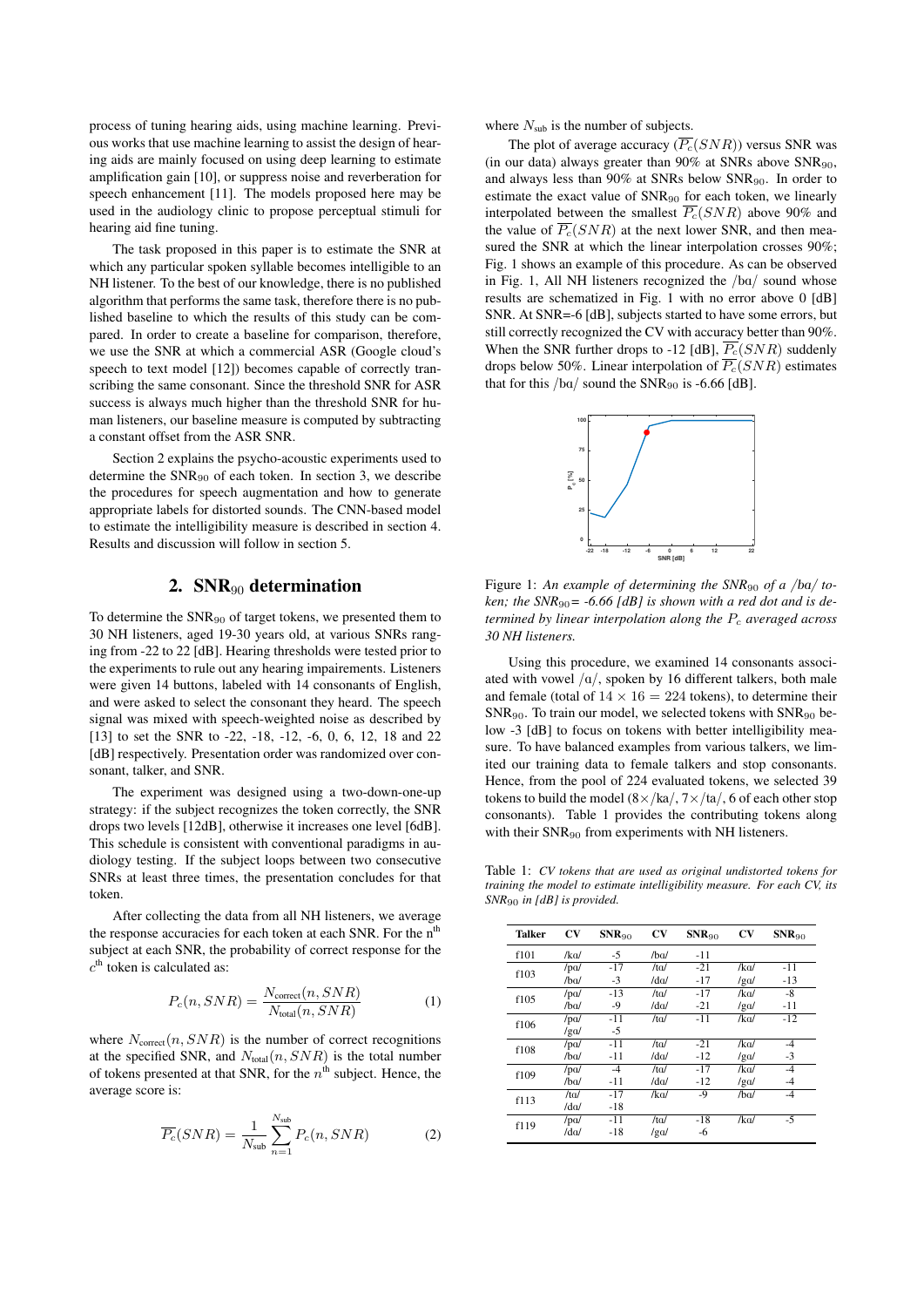process of tuning hearing aids, using machine learning. Previous works that use machine learning to assist the design of hearing aids are mainly focused on using deep learning to estimate amplification gain [10], or suppress noise and reverberation for speech enhancement [11]. The models proposed here may be used in the audiology clinic to propose perceptual stimuli for hearing aid fine tuning.

The task proposed in this paper is to estimate the SNR at which any particular spoken syllable becomes intelligible to an NH listener. To the best of our knowledge, there is no published algorithm that performs the same task, therefore there is no published baseline to which the results of this study can be compared. In order to create a baseline for comparison, therefore, we use the SNR at which a commercial ASR (Google cloud's speech to text model [12]) becomes capable of correctly transcribing the same consonant. Since the threshold SNR for ASR success is always much higher than the threshold SNR for human listeners, our baseline measure is computed by subtracting a constant offset from the ASR SNR.

Section 2 explains the psycho-acoustic experiments used to determine the $\text{SNR}_{90}$ of each token. In section 3, we describe the procedures for speech augmentation and how to generate appropriate labels for distorted sounds. The CNN-based model to estimate the intelligibility measure is described in section 4. Results and discussion will follow in section 5.

## 2. $\text{SNR}_{90}$ determination

To determine the $\text{SNR}_{90}$ of target tokens, we presented them to 30 NH listeners, aged 19-30 years old, at various SNRs ranging from -22 to 22 [dB]. Hearing thresholds were tested prior to the experiments to rule out any hearing impairements. Listeners were given 14 buttons, labeled with 14 consonants of English, and were asked to select the consonant they heard. The speech signal was mixed with speech-weighted noise as described by [13] to set the SNR to -22, -18, -12, -6, 0, 6, 12, 18 and 22 [dB] respectively. Presentation order was randomized over consonant, talker, and SNR.

The experiment was designed using a two-down-one-up strategy: if the subject recognizes the token correctly, the SNR drops two levels [12dB], otherwise it increases one level [6dB]. This schedule is consistent with conventional paradigms in audiology testing. If the subject loops between two consecutive SNRs at least three times, the presentation concludes for that token.

After collecting the data from all NH listeners, we average the response accuracies for each token at each SNR. For the $n^{\text{th}}$ subject at each SNR, the probability of correct response for the $c^{\text{th}}$ token is calculated as:

$$P_c(n, SNR) = \frac{N_{\text{correct}}(n, SNR)}{N_{\text{total}}(n, SNR)} \quad (1)$$

where $N_{\text{correct}}(n, SNR)$ is the number of correct recognitions at the specified SNR, and $N_{\text{total}}(n, SNR)$ is the total number of tokens presented at that SNR, for the $n^{\text{th}}$ subject. Hence, the average score is:

$$\overline{P_c}(SNR) = \frac{1}{N_{\text{sub}}} \sum_{n=1}^{N_{\text{sub}}} P_c(n, SNR) \quad (2)$$

where $N_{\text{sub}}$ is the number of subjects.

The plot of average accuracy ($\overline{P_c}(SNR)$) versus SNR was (in our data) always greater than 90% at SNRs above $\text{SNR}_{90}$, and always less than 90% at SNRs below $\text{SNR}_{90}$. In order to estimate the exact value of $\text{SNR}_{90}$ for each token, we linearly interpolated between the smallest $\overline{P_c}(SNR)$ above 90% and the value of $\overline{P_c}(SNR)$ at the next lower SNR, and then measured the SNR at which the linear interpolation crosses 90%; Fig. 1 shows an example of this procedure. As can be observed in Fig. 1, All NH listeners recognized the /bɑ/ sound whose results are schematized in Fig. 1 with no error above 0 [dB] SNR. At SNR=-6 [dB], subjects started to have some errors, but still correctly recognized the CV with accuracy better than 90%. When the SNR further drops to -12 [dB], $\overline{P_c}(SNR)$ suddenly drops below 50%. Linear interpolation of $\overline{P_c}(SNR)$ estimates that for this /bɑ/ sound the $\text{SNR}_{90}$ is -6.66 [dB].

Figure 1: *An example of determining the $\text{SNR}_{90}$ of a /bɑ/ token; the $\text{SNR}_{90}$= -6.66 [dB] is shown with a red dot and is determined by linear interpolation along the $P_c$ averaged across 30 NH listeners.*

Using this procedure, we examined 14 consonants associated with vowel /ɑ/, spoken by 16 different talkers, both male and female (total of $14 \times 16 = 224$ tokens), to determine their $\text{SNR}_{90}$. To train our model, we selected tokens with $\text{SNR}_{90}$ below -3 [dB] to focus on tokens with better intelligibility measure. To have balanced examples from various talkers, we limited our training data to female talkers and stop consonants. Hence, from the pool of 224 evaluated tokens, we selected 39 tokens to build the model (8×/kɑ/, 7×/tɑ/, 6 of each other stop consonants). Table 1 provides the contributing tokens along with their $\text{SNR}_{90}$ from experiments with NH listeners.

Table 1: *CV tokens that are used as original undistorted tokens for training the model to estimate intelligibility measure. For each CV, its $\text{SNR}_{90}$ in [dB] is provided.*

| Talker | CV | $\text{SNR}_{90}$ | CV | $\text{SNR}_{90}$ | CV | $\text{SNR}_{90}$ |
|---|---|---|---|---|---|---|
| f101 | /kɑ/ | -5 | /bɑ/ | -11 | | |
| f103 | /pɑ/ | -17 | /tɑ/ | -21 | /kɑ/ | -11 |
| | /bɑ/ | -3 | /dɑ/ | -17 | /gɑ/ | -13 |
| f105 | /pɑ/ | -13 | /tɑ/ | -17 | /kɑ/ | -8 |
| | /bɑ/ | -9 | /dɑ/ | -21 | /gɑ/ | -11 |
| f106 | /pɑ/ | -11 | /tɑ/ | -11 | /kɑ/ | -12 |
| | /gɑ/ | -5 | | | | |
| f108 | /pɑ/ | -11 | /tɑ/ | -21 | /kɑ/ | -4 |
| | /bɑ/ | -11 | /dɑ/ | -12 | /gɑ/ | -3 |
| f109 | /pɑ/ | -4 | /tɑ/ | -17 | /kɑ/ | -4 |
| | /bɑ/ | -11 | /dɑ/ | -12 | /gɑ/ | -4 |
| f113 | /tɑ/ | -17 | /kɑ/ | -9 | /bɑ/ | -4 |
| | /dɑ/ | -18 | | | | |
| f119 | /pɑ/ | -11 | /tɑ/ | -18 | /kɑ/ | -5 |
| | /dɑ/ | -18 | /gɑ/ | -6 | | |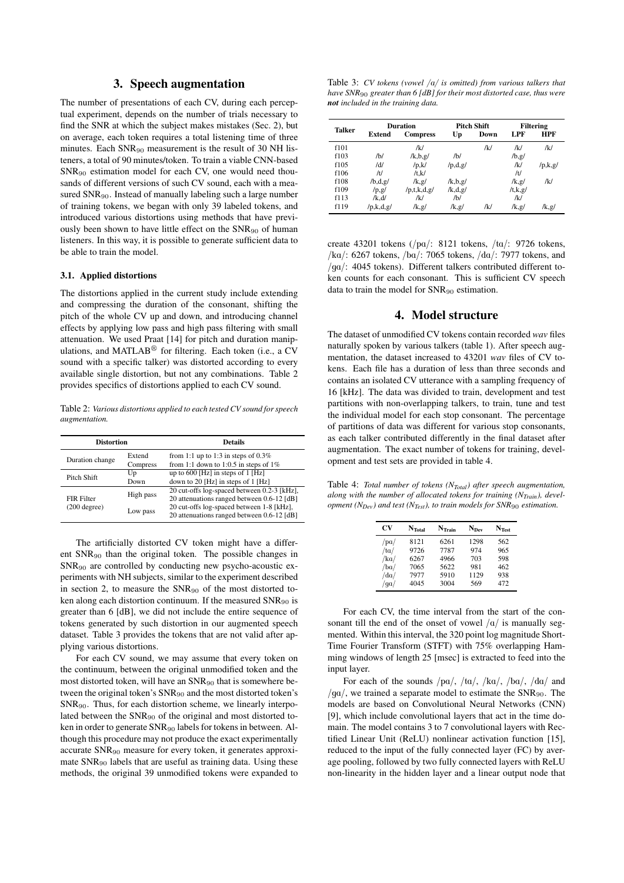## 3. Speech augmentation

The number of presentations of each CV, during each perceptual experiment, depends on the number of trials necessary to find the SNR at which the subject makes mistakes (Sec. 2), but on average, each token requires a total listening time of three minutes. Each $SNR_{90}$ measurement is the result of 30 NH listeners, a total of 90 minutes/token. To train a viable CNN-based $SNR_{90}$ estimation model for each CV, one would need thousands of different versions of such CV sound, each with a measured $SNR_{90}$. Instead of manually labeling such a large number of training tokens, we began with only 39 labeled tokens, and introduced various distortions using methods that have previously been shown to have little effect on the $SNR_{90}$ of human listeners. In this way, it is possible to generate sufficient data to be able to train the model.

### 3.1. Applied distortions

The distortions applied in the current study include extending and compressing the duration of the consonant, shifting the pitch of the whole CV up and down, and introducing channel effects by applying low pass and high pass filtering with small attenuation. We used Praat [14] for pitch and duration manipulations, and MATLAB® for filtering. Each token (i.e., a CV sound with a specific talker) was distorted according to every available single distortion, but not any combinations. Table 2 provides specifics of distortions applied to each CV sound.

Table 2: *Various distortions applied to each tested CV sound for speech augmentation.*

| Distortion | | Details |
|---|---|---|
| Duration change | Extend | from 1:1 up to 1:3 in steps of 0.3% |
| | Compress | from 1:1 down to 1:0.5 in steps of 1% |
| Pitch Shift | Up | up to 600 [Hz] in steps of 1 [Hz] |
| | Down | down to 20 [Hz] in steps of 1 [Hz] |
| FIR Filter (200 degree) | High pass | 20 cut-offs log-spaced between 0.2-3 [kHz], 20 attenuations ranged between 0.6-12 [dB] |
| | Low pass | 20 cut-offs log-spaced between 1-8 [kHz], 20 attenuations ranged between 0.6-12 [dB] |

The artificially distorted CV token might have a different $SNR_{90}$ than the original token. The possible changes in $SNR_{90}$ are controlled by conducting new psycho-acoustic experiments with NH subjects, similar to the experiment described in section 2, to measure the $SNR_{90}$ of the most distorted token along each distortion continuum. If the measured $SNR_{90}$ is greater than 6 [dB], we did not include the entire sequence of tokens generated by such distortion in our augmented speech dataset. Table 3 provides the tokens that are not valid after applying various distortions.

For each CV sound, we may assume that every token on the continuum, between the original unmodified token and the most distorted token, will have an $SNR_{90}$ that is somewhere between the original token's $SNR_{90}$ and the most distorted token's $SNR_{90}$. Thus, for each distortion scheme, we linearly interpolated between the $SNR_{90}$ of the original and most distorted token in order to generate $SNR_{90}$ labels for tokens in between. Although this procedure may not produce the exact experimentally accurate $SNR_{90}$ measure for every token, it generates approximate $SNR_{90}$ labels that are useful as training data. Using these methods, the original 39 unmodified tokens were expanded to create 43201 tokens (/pɑ/: 8121 tokens, /tɑ/: 9726 tokens, /kɑ/: 6267 tokens, /bɑ/: 7065 tokens, /dɑ/: 7977 tokens, and /gɑ/: 4045 tokens). Different talkers contributed different token counts for each consonant. This is sufficient CV speech data to train the model for $SNR_{90}$ estimation.

Table 3: *CV tokens (vowel /ɑ/ is omitted) from various talkers that have $SNR_{90}$ greater than 6 [dB] for their most distorted case, thus were* ***not*** *included in the training data.*

| Talker | Duration | | Pitch Shift | | Filtering | |
|---|---|---|---|---|---|---|
| | Extend | Compress | Up | Down | LPF | HPF |
| f101 | | /k/ | | /k/ | /k/ | /k/ |
| f103 | /b/ | /k,b,g/ | /b/ | | /b,g/ | |
| f105 | /d/ | /p,k/ | /p,d,g/ | | /k/ | /p,k,g/ |
| f106 | /t/ | /t,k/ | | | /t/ | |
| f108 | /b,d,g/ | /k,g/ | /k,b,g/ | | /k,g/ | /k/ |
| f109 | /p,g/ | /p,t,k,d,g/ | /k,d,g/ | | /t,k,g/ | |
| f113 | /k,d/ | /k/ | /b/ | | /k/ | |
| f119 | /p,k,d,g/ | /k,g/ | /k,g/ | /k/ | /k,g/ | /k,g/ |

## 4. Model structure

The dataset of unmodified CV tokens contain recorded *wav* files naturally spoken by various talkers (table 1). After speech augmentation, the dataset increased to 43201 *wav* files of CV tokens. Each file has a duration of less than three seconds and contains an isolated CV utterance with a sampling frequency of 16 [kHz]. The data was divided to train, development and test partitions with non-overlapping talkers, to train, tune and test the individual model for each stop consonant. The percentage of partitions of data was different for various stop consonants, as each talker contributed differently in the final dataset after augmentation. The exact number of tokens for training, development and test sets are provided in table 4.

Table 4: *Total number of tokens ($N_{Total}$) after speech augmentation, along with the number of allocated tokens for training ($N_{Train}$), development ($N_{Dev}$) and test ($N_{Test}$), to train models for $SNR_{90}$ estimation.*

| CV | $N_{Total}$ | $N_{Train}$ | $N_{Dev}$ | $N_{Test}$ |
|---|---|---|---|---|
| /pɑ/ | 8121 | 6261 | 1298 | 562 |
| /tɑ/ | 9726 | 7787 | 974 | 965 |
| /kɑ/ | 6267 | 4966 | 703 | 598 |
| /bɑ/ | 7065 | 5622 | 981 | 462 |
| /dɑ/ | 7977 | 5910 | 1129 | 938 |
| /gɑ/ | 4045 | 3004 | 569 | 472 |

For each CV, the time interval from the start of the consonant till the end of the onset of vowel /ɑ/ is manually segmented. Within this interval, the 320 point log magnitude Short-Time Fourier Transform (STFT) with 75% overlapping Hamming windows of length 25 [msec] is extracted to feed into the input layer.

For each of the sounds /pɑ/, /tɑ/, /kɑ/, /bɑ/, /dɑ/ and /gɑ/, we trained a separate model to estimate the $SNR_{90}$. The models are based on Convolutional Neural Networks (CNN) [9], which include convolutional layers that act in the time domain. The model contains 3 to 7 convolutional layers with Rectified Linear Unit (ReLU) nonlinear activation function [15], reduced to the input of the fully connected layer (FC) by average pooling, followed by two fully connected layers with ReLU non-linearity in the hidden layer and a linear output node that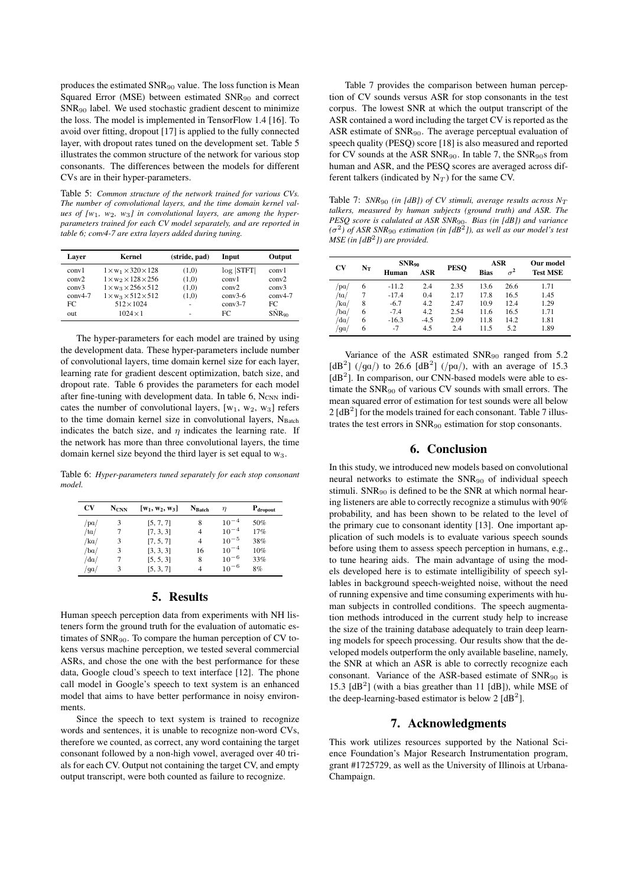produces the estimated $SNR_{90}$ value. The loss function is Mean Squared Error (MSE) between estimated $SNR_{90}$ and correct $SNR_{90}$ label. We used stochastic gradient descent to minimize the loss. The model is implemented in TensorFlow 1.4 [16]. To avoid over fitting, dropout [17] is applied to the fully connected layer, with dropout rates tuned on the development set. Table 5 illustrates the common structure of the network for various stop consonants. The differences between the models for different CVs are in their hyper-parameters.

Table 5: *Common structure of the network trained for various CVs. The number of convolutional layers, and the time domain kernel values of [$w_1$, $w_2$, $w_3$] in convolutional layers, are among the hyper-parameters trained for each CV model separately, and are reported in table 6; conv4-7 are extra layers added during tuning.*

| Layer | Kernel | (stride, pad) | Input | Output |
|---|---|---|---|---|
| conv1 | $1\times w_1 \times 320 \times 128$ | (1,0) | log \|STFT\| | conv1 |
| conv2 | $1\times w_2 \times 128 \times 256$ | (1,0) | conv1 | conv2 |
| conv3 | $1\times w_3 \times 256 \times 512$ | (1,0) | conv2 | conv3 |
| conv4-7 | $1\times w_3 \times 512 \times 512$ | (1,0) | conv3-6 | conv4-7 |
| FC | $512\times 1024$ | - | conv3-7 | FC |
| out | $1024\times 1$ | - | FC | $\hat{SNR}_{90}$ |

The hyper-parameters for each model are trained by using the development data. These hyper-parameters include number of convolutional layers, time domain kernel size for each layer, learning rate for gradient descent optimization, batch size, and dropout rate. Table 6 provides the parameters for each model after fine-tuning with development data. In table 6, $N_{CNN}$ indicates the number of convolutional layers, [$w_1$, $w_2$, $w_3$] refers to the time domain kernel size in convolutional layers, $N_{Batch}$ indicates the batch size, and $\eta$ indicates the learning rate. If the network has more than three convolutional layers, the time domain kernel size beyond the third layer is set equal to $w_3$.

Table 6: *Hyper-parameters tuned separately for each stop consonant model.*

| CV | $N_{CNN}$ | [$w_1$, $w_2$, $w_3$] | $N_{Batch}$ | $\eta$ | $P_{dropout}$ |
|---|---|---|---|---|---|
| /pɑ/ | 3 | [5, 7, 7] | 8 | $10^{-4}$ | 50% |
| /tɑ/ | 7 | [7, 3, 3] | 4 | $10^{-4}$ | 17% |
| /kɑ/ | 3 | [7, 5, 7] | 4 | $10^{-5}$ | 38% |
| /bɑ/ | 3 | [3, 3, 3] | 16 | $10^{-4}$ | 10% |
| /dɑ/ | 7 | [5, 5, 3] | 8 | $10^{-6}$ | 33% |
| /gɑ/ | 3 | [5, 3, 7] | 4 | $10^{-6}$ | 8% |

## 5. Results

Human speech perception data from experiments with NH listeners form the ground truth for the evaluation of automatic estimates of $SNR_{90}$. To compare the human perception of CV tokens versus machine perception, we tested several commercial ASRs, and chose the one with the best performance for these data, Google cloud's speech to text interface [12]. The phone call model in Google's speech to text system is an enhanced model that aims to have better performance in noisy environments.

Since the speech to text system is trained to recognize words and sentences, it is unable to recognize non-word CVs, therefore we counted, as correct, any word containing the target consonant followed by a non-high vowel, averaged over 40 trials for each CV. Output not containing the target CV, and empty output transcript, were both counted as failure to recognize.

Table 7 provides the comparison between human perception of CV sounds versus ASR for stop consonants in the test corpus. The lowest SNR at which the output transcript of the ASR contained a word including the target CV is reported as the ASR estimate of $SNR_{90}$. The average perceptual evaluation of speech quality (PESQ) score [18] is also measured and reported for CV sounds at the ASR $SNR_{90}$. In table 7, the $SNR_{90}$s from human and ASR, and the PESQ scores are averaged across different talkers (indicated by $N_T$) for the same CV.

Table 7: *$SNR_{90}$ (in [dB]) of CV stimuli, average results across $N_T$ talkers, measured by human subjects (ground truth) and ASR. The PESQ score is calulated at ASR $SNR_{90}$. Bias (in [dB]) and variance ($\sigma^2$) of ASR $SNR_{90}$ estimation (in [$dB^2$]), as well as our model's test MSE (in [$dB^2$]) are provided.*

| CV | $N_T$ | $SNR_{90}$ | | PESQ | ASR | | Our model |
|---|---|---|---|---|---|---|---|
| | | Human | ASR | | Bias | $\sigma^2$ | Test MSE |
| /pɑ/ | 6 | -11.2 | 2.4 | 2.35 | 13.6 | 26.6 | 1.71 |
| /tɑ/ | 7 | -17.4 | 0.4 | 2.17 | 17.8 | 16.5 | 1.45 |
| /kɑ/ | 8 | -6.7 | 4.2 | 2.47 | 10.9 | 12.4 | 1.29 |
| /bɑ/ | 6 | -7.4 | 4.2 | 2.54 | 11.6 | 16.5 | 1.71 |
| /dɑ/ | 6 | -16.3 | -4.5 | 2.09 | 11.8 | 14.2 | 1.81 |
| /gɑ/ | 6 | -7 | 4.5 | 2.4 | 11.5 | 5.2 | 1.89 |

Variance of the ASR estimated $SNR_{90}$ ranged from 5.2 [$dB^2$] (/gɑ/) to 26.6 [$dB^2$] (/pɑ/), with an average of 15.3 [$dB^2$]. In comparison, our CNN-based models were able to estimate the $SNR_{90}$ of various CV sounds with small errors. The mean squared error of estimation for test sounds were well below 2 [$dB^2$] for the models trained for each consonant. Table 7 illustrates the test errors in $SNR_{90}$ estimation for stop consonants.

## 6. Conclusion

In this study, we introduced new models based on convolutional neural networks to estimate the $SNR_{90}$ of individual speech stimuli. $SNR_{90}$ is defined to be the SNR at which normal hearing listeners are able to correctly recognize a stimulus with 90% probability, and has been shown to be related to the level of the primary cue to consonant identity [13]. One important application of such models is to evaluate various speech sounds before using them to assess speech perception in humans, e.g., to tune hearing aids. The main advantage of using the models developed here is to estimate intelligibility of speech syllables in background speech-weighted noise, without the need of running expensive and time consuming experiments with human subjects in controlled conditions. The speech augmentation methods introduced in the current study help to increase the size of the training database adequately to train deep learning models for speech processing. Our results show that the developed models outperform the only available baseline, namely, the SNR at which an ASR is able to correctly recognize each consonant. Variance of the ASR-based estimate of $SNR_{90}$ is 15.3 [$dB^2$] (with a bias greather than 11 [dB]), while MSE of the deep-learning-based estimator is below 2 [$dB^2$].

## 7. Acknowledgments

This work utilizes resources supported by the National Science Foundation's Major Research Instrumentation program, grant #1725729, as well as the University of Illinois at Urbana-Champaign.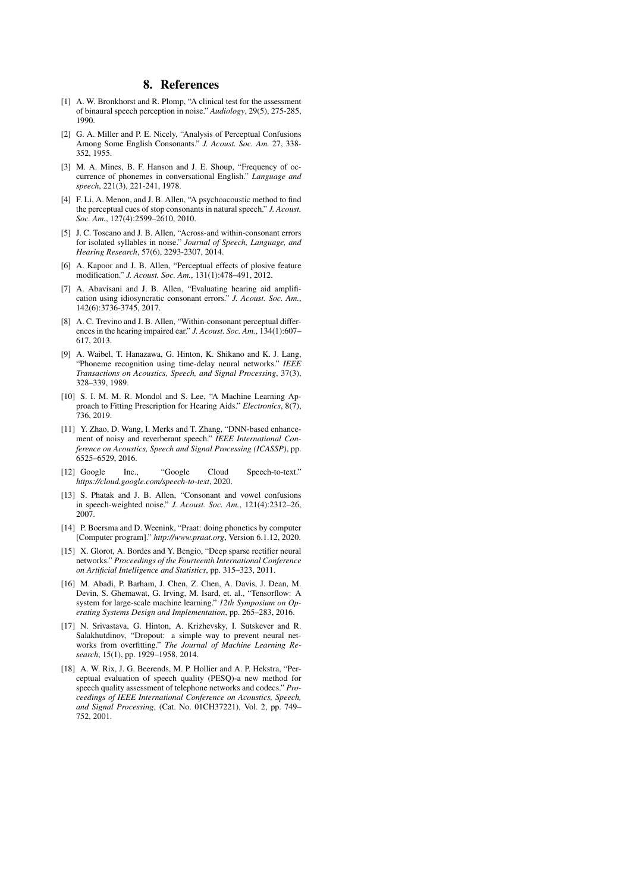# 8. References

[1] A. W. Bronkhorst and R. Plomp, "A clinical test for the assessment of binaural speech perception in noise." *Audiology*, 29(5), 275-285, 1990.

[2] G. A. Miller and P. E. Nicely, "Analysis of Perceptual Confusions Among Some English Consonants." *J. Acoust. Soc. Am.* 27, 338-352, 1955.

[3] M. A. Mines, B. F. Hanson and J. E. Shoup, "Frequency of occurrence of phonemes in conversational English." *Language and speech*, 221(3), 221-241, 1978.

[4] F. Li, A. Menon, and J. B. Allen, "A psychoacoustic method to find the perceptual cues of stop consonants in natural speech." *J. Acoust. Soc. Am.*, 127(4):2599–2610, 2010.

[5] J. C. Toscano and J. B. Allen, "Across-and within-consonant errors for isolated syllables in noise." *Journal of Speech, Language, and Hearing Research*, 57(6), 2293-2307, 2014.

[6] A. Kapoor and J. B. Allen, "Perceptual effects of plosive feature modification." *J. Acoust. Soc. Am.*, 131(1):478–491, 2012.

[7] A. Abavisani and J. B. Allen, "Evaluating hearing aid amplification using idiosyncratic consonant errors." *J. Acoust. Soc. Am.*, 142(6):3736-3745, 2017.

[8] A. C. Trevino and J. B. Allen, "Within-consonant perceptual differences in the hearing impaired ear." *J. Acoust. Soc. Am.*, 134(1):607–617, 2013.

[9] A. Waibel, T. Hanazawa, G. Hinton, K. Shikano and K. J. Lang, "Phoneme recognition using time-delay neural networks." *IEEE Transactions on Acoustics, Speech, and Signal Processing*, 37(3), 328–339, 1989.

[10] S. I. M. M. R. Mondol and S. Lee, "A Machine Learning Approach to Fitting Prescription for Hearing Aids." *Electronics*, 8(7), 736, 2019.

[11] Y. Zhao, D. Wang, I. Merks and T. Zhang, "DNN-based enhancement of noisy and reverberant speech." *IEEE International Conference on Acoustics, Speech and Signal Processing (ICASSP)*, pp. 6525–6529, 2016.

[12] Google Inc., "Google Cloud Speech-to-text." *https://cloud.google.com/speech-to-text*, 2020.

[13] S. Phatak and J. B. Allen, "Consonant and vowel confusions in speech-weighted noise." *J. Acoust. Soc. Am.*, 121(4):2312–26, 2007.

[14] P. Boersma and D. Weenink, "Praat: doing phonetics by computer [Computer program]." *http://www.praat.org*, Version 6.1.12, 2020.

[15] X. Glorot, A. Bordes and Y. Bengio, "Deep sparse rectifier neural networks." *Proceedings of the Fourteenth International Conference on Artificial Intelligence and Statistics*, pp. 315–323, 2011.

[16] M. Abadi, P. Barham, J. Chen, Z. Chen, A. Davis, J. Dean, M. Devin, S. Ghemawat, G. Irving, M. Isard, et. al., "Tensorflow: A system for large-scale machine learning." *12th Symposium on Operating Systems Design and Implementation*, pp. 265–283, 2016.

[17] N. Srivastava, G. Hinton, A. Krizhevsky, I. Sutskever and R. Salakhutdinov, "Dropout: a simple way to prevent neural networks from overfitting." *The Journal of Machine Learning Research*, 15(1), pp. 1929–1958, 2014.

[18] A. W. Rix, J. G. Beerends, M. P. Hollier and A. P. Hekstra, "Perceptual evaluation of speech quality (PESQ)-a new method for speech quality assessment of telephone networks and codecs." *Proceedings of IEEE International Conference on Acoustics, Speech, and Signal Processing*, (Cat. No. 01CH37221), Vol. 2, pp. 749–752, 2001.